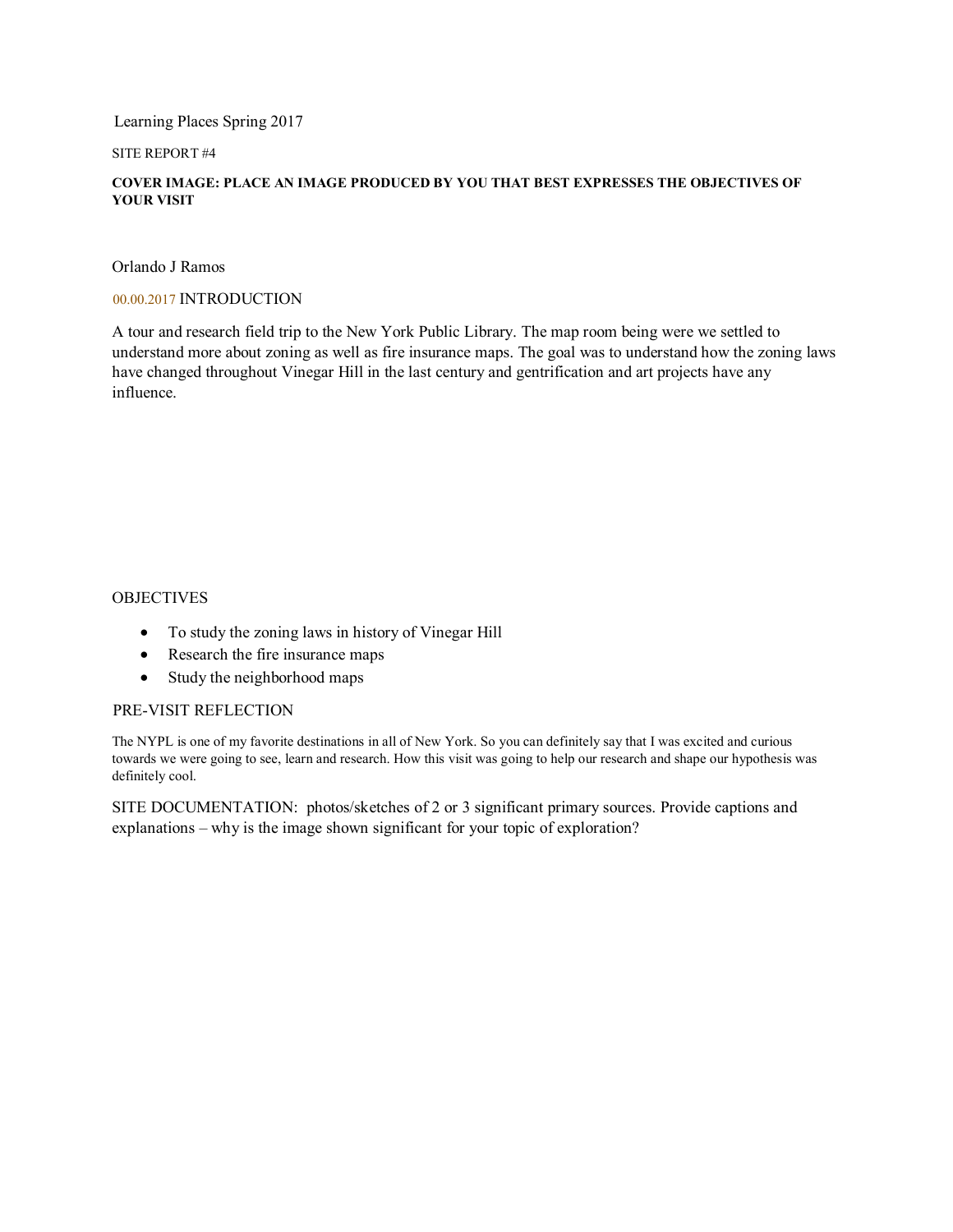Learning Places Spring 2017

SITE REPORT #4

**COVER IMAGE: PLACE AN IMAGE PRODUCED BY YOU THAT BEST EXPRESSES THE OBJECTIVES OF YOUR VISIT**

Orlando J Ramos

00.00.2017 INTRODUCTION

A tour and research field trip to the New York Public Library. The map room being were we settled to understand more about zoning as well as fire insurance maps. The goal was to understand how the zoning laws have changed throughout Vinegar Hill in the last century and gentrification and art projects have any influence.

OBJECTIVES

- To study the zoning laws in history of Vinegar Hill
- Research the fire insurance maps
- Study the neighborhood maps

PRE-VISIT REFLECTION

The NYPL is one of my favorite destinations in all of New York. So you can definitely say that I was excited and curious towards we were going to see, learn and research. How this visit was going to help our research and shape our hypothesis was definitely cool.

SITE DOCUMENTATION: photos/sketches of 2 or 3 significant primary sources. Provide captions and explanations – why is the image shown significant for your topic of exploration?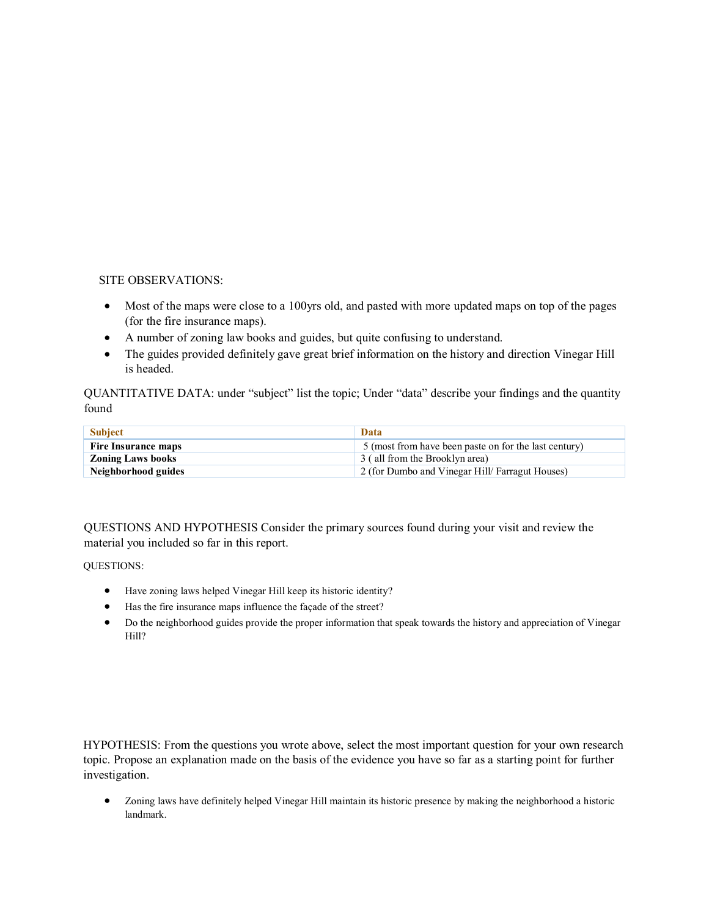SITE OBSERVATIONS:

- Most of the maps were close to a 100yrs old, and pasted with more updated maps on top of the pages (for the fire insurance maps).
- A number of zoning law books and guides, but quite confusing to understand.
- The guides provided definitely gave great brief information on the history and direction Vinegar Hill is headed.

QUANTITATIVE DATA: under "subject" list the topic; Under "data" describe your findings and the quantity found

| Subject | Data |
|---|---|
| **Fire Insurance maps** | 5 (most from have been paste on for the last century) |
| **Zoning Laws books** | 3 ( all from the Brooklyn area) |
| **Neighborhood guides** | 2 (for Dumbo and Vinegar Hill/ Farragut Houses) |

QUESTIONS AND HYPOTHESIS Consider the primary sources found during your visit and review the material you included so far in this report.

QUESTIONS:

- Have zoning laws helped Vinegar Hill keep its historic identity?
- Has the fire insurance maps influence the façade of the street?
- Do the neighborhood guides provide the proper information that speak towards the history and appreciation of Vinegar Hill?

HYPOTHESIS: From the questions you wrote above, select the most important question for your own research topic. Propose an explanation made on the basis of the evidence you have so far as a starting point for further investigation.

- Zoning laws have definitely helped Vinegar Hill maintain its historic presence by making the neighborhood a historic landmark.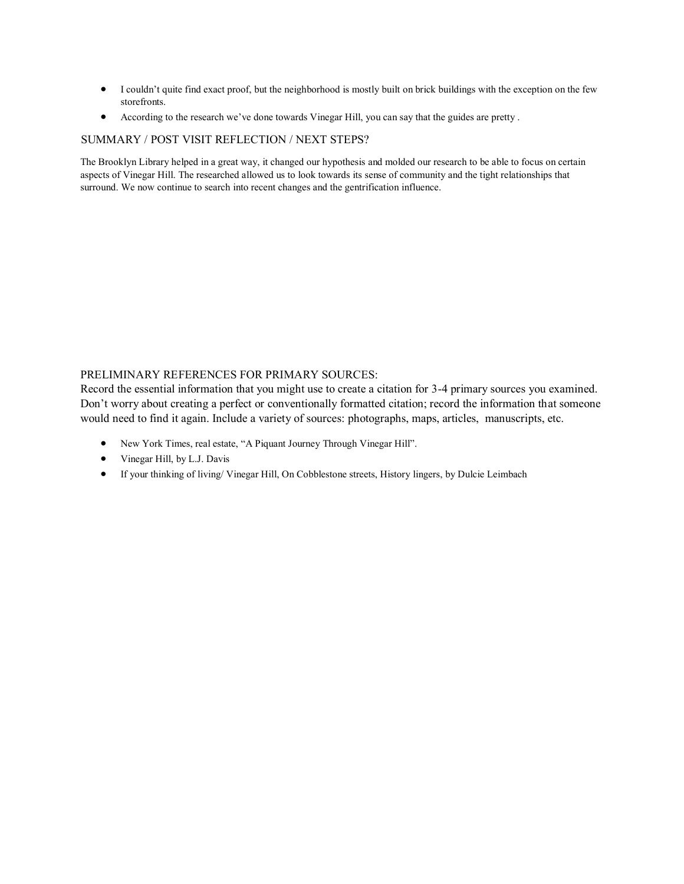- I couldn't quite find exact proof, but the neighborhood is mostly built on brick buildings with the exception on the few storefronts.
- According to the research we've done towards Vinegar Hill, you can say that the guides are pretty .

## SUMMARY / POST VISIT REFLECTION / NEXT STEPS?

The Brooklyn Library helped in a great way, it changed our hypothesis and molded our research to be able to focus on certain aspects of Vinegar Hill. The researched allowed us to look towards its sense of community and the tight relationships that surround. We now continue to search into recent changes and the gentrification influence.

## PRELIMINARY REFERENCES FOR PRIMARY SOURCES:

Record the essential information that you might use to create a citation for 3-4 primary sources you examined. Don't worry about creating a perfect or conventionally formatted citation; record the information that someone would need to find it again. Include a variety of sources: photographs, maps, articles, manuscripts, etc.

- New York Times, real estate, "A Piquant Journey Through Vinegar Hill".
- Vinegar Hill, by L.J. Davis
- If your thinking of living/ Vinegar Hill, On Cobblestone streets, History lingers, by Dulcie Leimbach